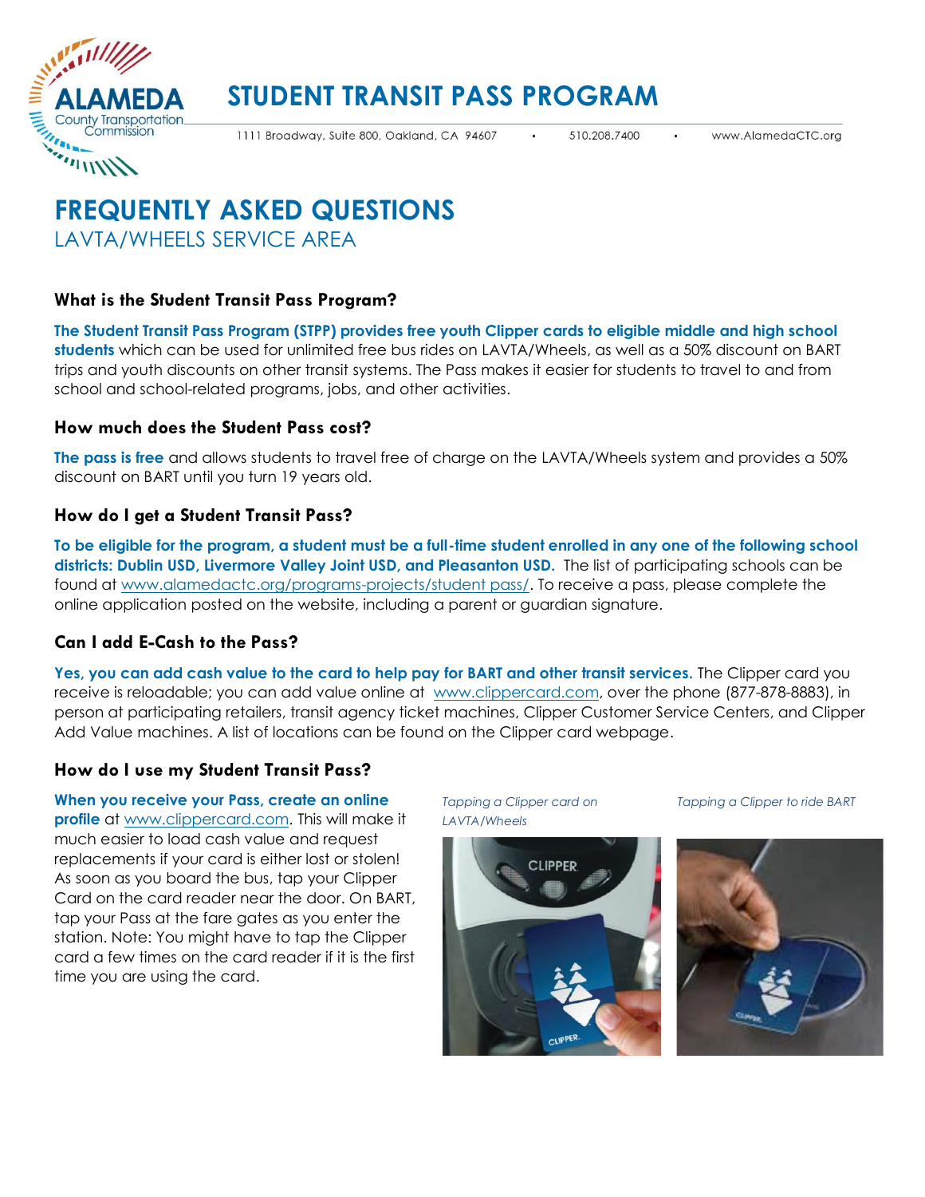ALAMEDA County Transportation Commission

# STUDENT TRANSIT PASS PROGRAM

1111 Broadway, Suite 800, Oakland, CA 94607 • 510.208.7400 • www.AlamedaCTC.org

# FREQUENTLY ASKED QUESTIONS

## LAVTA/WHEELS SERVICE AREA

### What is the Student Transit Pass Program?

**The Student Transit Pass Program (STPP) provides free youth Clipper cards to eligible middle and high school students** which can be used for unlimited free bus rides on LAVTA/Wheels, as well as a 50% discount on BART trips and youth discounts on other transit systems. The Pass makes it easier for students to travel to and from school and school-related programs, jobs, and other activities.

### How much does the Student Pass cost?

**The pass is free** and allows students to travel free of charge on the LAVTA/Wheels system and provides a 50% discount on BART until you turn 19 years old.

### How do I get a Student Transit Pass?

**To be eligible for the program, a student must be a full-time student enrolled in any one of the following school districts: Dublin USD, Livermore Valley Joint USD, and Pleasanton USD.** The list of participating schools can be found at www.alamedactc.org/programs-projects/student pass/. To receive a pass, please complete the online application posted on the website, including a parent or guardian signature.

### Can I add E-Cash to the Pass?

**Yes, you can add cash value to the card to help pay for BART and other transit services.** The Clipper card you receive is reloadable; you can add value online at www.clippercard.com, over the phone (877-878-8883), in person at participating retailers, transit agency ticket machines, Clipper Customer Service Centers, and Clipper Add Value machines. A list of locations can be found on the Clipper card webpage.

### How do I use my Student Transit Pass?

**When you receive your Pass, create an online profile** at www.clippercard.com. This will make it much easier to load cash value and request replacements if your card is either lost or stolen! As soon as you board the bus, tap your Clipper Card on the card reader near the door. On BART, tap your Pass at the fare gates as you enter the station. Note: You might have to tap the Clipper card a few times on the card reader if it is the first time you are using the card.

*Tapping a Clipper card on LAVTA/Wheels*

*Tapping a Clipper to ride BART*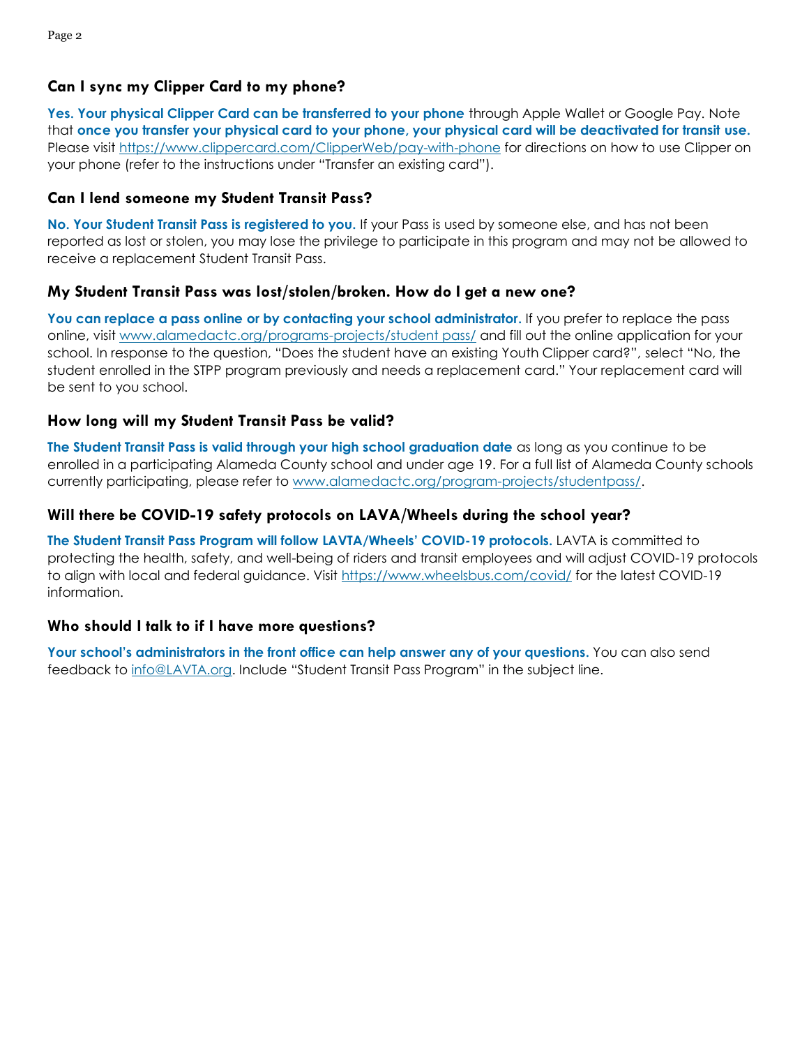### Can I sync my Clipper Card to my phone?

**Yes. Your physical Clipper Card can be transferred to your phone** through Apple Wallet or Google Pay. Note that **once you transfer your physical card to your phone, your physical card will be deactivated for transit use.** Please visit https://www.clippercard.com/ClipperWeb/pay-with-phone for directions on how to use Clipper on your phone (refer to the instructions under "Transfer an existing card").

### Can I lend someone my Student Transit Pass?

**No. Your Student Transit Pass is registered to you.** If your Pass is used by someone else, and has not been reported as lost or stolen, you may lose the privilege to participate in this program and may not be allowed to receive a replacement Student Transit Pass.

### My Student Transit Pass was lost/stolen/broken. How do I get a new one?

**You can replace a pass online or by contacting your school administrator.** If you prefer to replace the pass online, visit www.alamedactc.org/programs-projects/student pass/ and fill out the online application for your school. In response to the question, "Does the student have an existing Youth Clipper card?", select "No, the student enrolled in the STPP program previously and needs a replacement card." Your replacement card will be sent to you school.

### How long will my Student Transit Pass be valid?

**The Student Transit Pass is valid through your high school graduation date** as long as you continue to be enrolled in a participating Alameda County school and under age 19. For a full list of Alameda County schools currently participating, please refer to www.alamedactc.org/program-projects/studentpass/.

### Will there be COVID-19 safety protocols on LAVA/Wheels during the school year?

**The Student Transit Pass Program will follow LAVTA/Wheels' COVID-19 protocols.** LAVTA is committed to protecting the health, safety, and well-being of riders and transit employees and will adjust COVID-19 protocols to align with local and federal guidance. Visit https://www.wheelsbus.com/covid/ for the latest COVID-19 information.

### Who should I talk to if I have more questions?

**Your school's administrators in the front office can help answer any of your questions.** You can also send feedback to info@LAVTA.org. Include "Student Transit Pass Program" in the subject line.